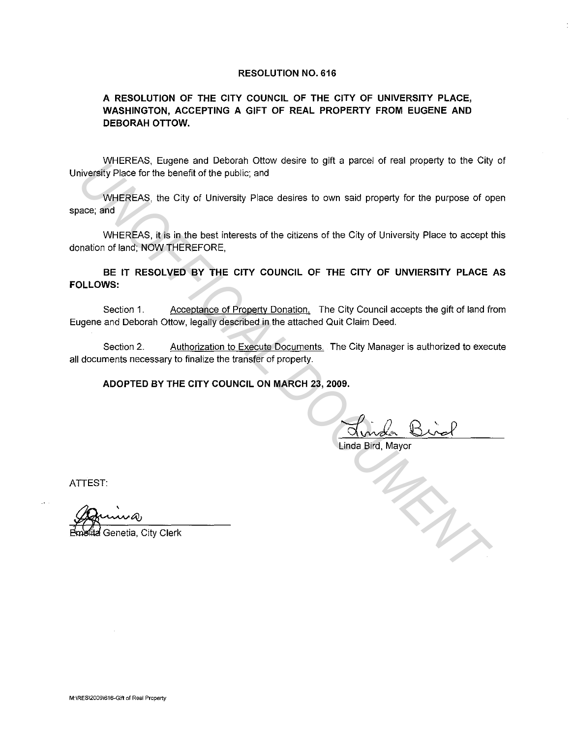# RESOLUTION NO. 616

## A RESOLUTION OF THE CITY COUNCIL OF THE CITY OF UNIVERSITY PLACE, WASHINGTON, ACCEPTING A GIFT OF REAL PROPERTY FROM EUGENE AND DEBORAH OTTOW.

WHEREAS, Eugene and Deborah Ottow desire to gift a parcel of real property to the City of University Place for the benefit of the public; and

WHEREAS, the City of University Place desires to own said property for the purpose of open space; and

WHEREAS, it is in the best interests of the citizens of the City of University Place to accept this donation of land; NOW THEREFORE,

**BE IT RESOLVED BY THE CITY COUNCIL OF THE CITY OF UNVIERSITY PLACE AS FOLLOWS:**

Section 1. Acceptance of Property Donation. The City Council accepts the gift of land from Eugene and Deborah Ottow, legally described in the attached Quit Claim Deed.

Section 2. Authorization to Execute Documents. The City Manager is authorized to execute all documents necessary to finalize the transfer of property.

**ADOPTED BY THE CITY COUNCIL ON MARCH 23, 2009.**

Linda Bird

Linda Bird, Mayor

ATTEST:

Emelita Genetia, City Clerk

M:\RES\2009\616-Gift of Real Property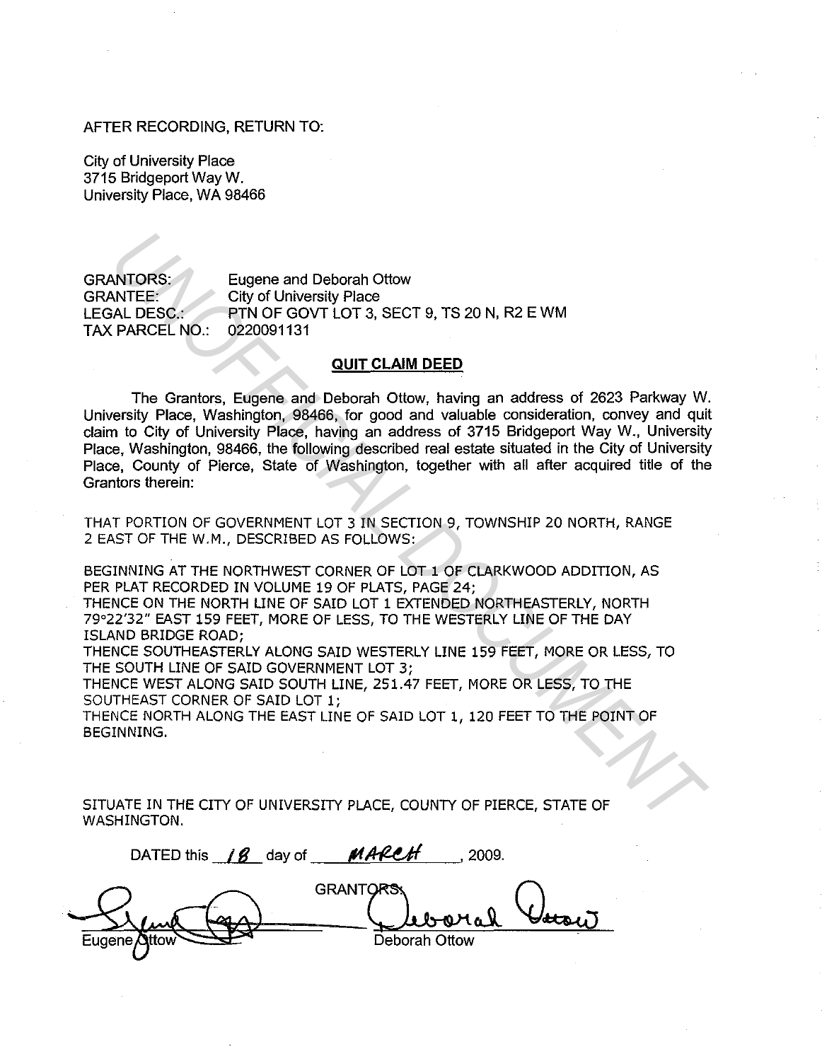AFTER RECORDING, RETURN TO:

City of University Place
3715 Bridgeport Way W.
University Place, WA 98466

GRANTORS: Eugene and Deborah Ottow
GRANTEE: City of University Place
LEGAL DESC.: PTN OF GOVT LOT 3, SECT 9, TS 20 N, R2 E WM
TAX PARCEL NO.: 0220091131

## QUIT CLAIM DEED

The Grantors, Eugene and Deborah Ottow, having an address of 2623 Parkway W. University Place, Washington, 98466, for good and valuable consideration, convey and quit claim to City of University Place, having an address of 3715 Bridgeport Way W., University Place, Washington, 98466, the following described real estate situated in the City of University Place, County of Pierce, State of Washington, together with all after acquired title of the Grantors therein:

THAT PORTION OF GOVERNMENT LOT 3 IN SECTION 9, TOWNSHIP 20 NORTH, RANGE 2 EAST OF THE W.M., DESCRIBED AS FOLLOWS:

BEGINNING AT THE NORTHWEST CORNER OF LOT 1 OF CLARKWOOD ADDITION, AS PER PLAT RECORDED IN VOLUME 19 OF PLATS, PAGE 24;
THENCE ON THE NORTH LINE OF SAID LOT 1 EXTENDED NORTHEASTERLY, NORTH 79°22'32" EAST 159 FEET, MORE OF LESS, TO THE WESTERLY LINE OF THE DAY ISLAND BRIDGE ROAD;
THENCE SOUTHEASTERLY ALONG SAID WESTERLY LINE 159 FEET, MORE OR LESS, TO THE SOUTH LINE OF SAID GOVERNMENT LOT 3;
THENCE WEST ALONG SAID SOUTH LINE, 251.47 FEET, MORE OR LESS, TO THE SOUTHEAST CORNER OF SAID LOT 1;
THENCE NORTH ALONG THE EAST LINE OF SAID LOT 1, 120 FEET TO THE POINT OF BEGINNING.

SITUATE IN THE CITY OF UNIVERSITY PLACE, COUNTY OF PIERCE, STATE OF WASHINGTON.

DATED this 18 day of MARCH, 2009.

GRANTORS:

Eugene Ottow

Deborah Ottow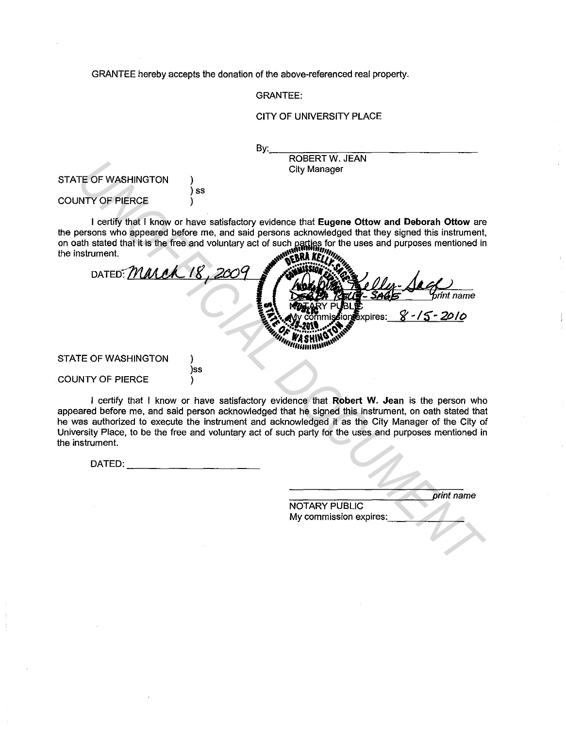GRANTEE hereby accepts the donation of the above-referenced real property.

GRANTEE:

CITY OF UNIVERSITY PLACE

By:\_\_\_\_\_\_\_\_\_\_\_\_\_\_\_\_\_\_\_\_\_\_\_\_\_\_\_\_\_\_\_\_\_\_\_\_\_\_\_\_
ROBERT W. JEAN
City Manager

STATE OF WASHINGTON )
) ss
COUNTY OF PIERCE )

I certify that I know or have satisfactory evidence that **Eugene Ottow and Deborah Ottow** are the persons who appeared before me, and said persons acknowledged that they signed this instrument, on oath stated that it is the free and voluntary act of such parties for the uses and purposes mentioned in the instrument.

DATED: March 18, 2009

Debra Kelly-Sage
DEBRA KELLY-SAGE print name
NOTARY PUBLIC
My commission expires: 8-15-2010

DEBRA KELLY-SAGE
COMMISSION EXPIRES
NOTARY
PUBLIC
8-15-2010
STATE OF WASHINGTON

STATE OF WASHINGTON )
)ss
COUNTY OF PIERCE )

I certify that I know or have satisfactory evidence that **Robert W. Jean** is the person who appeared before me, and said person acknowledged that he signed this instrument, on oath stated that he was authorized to execute the instrument and acknowledged it as the City Manager of the City of University Place, to be the free and voluntary act of such party for the uses and purposes mentioned in the instrument.

DATED: \_\_\_\_\_\_\_\_\_\_\_\_\_\_\_\_\_\_\_\_\_\_\_\_

\_\_\_\_\_\_\_\_\_\_\_\_\_\_\_\_\_\_\_\_\_\_\_\_\_\_\_\_\_\_\_\_\_\_\_\_
\_\_\_\_\_\_\_\_\_\_\_\_\_\_\_\_\_\_\_\_\_\_\_\_\_\_\_\_\_\_\_\_\_\_\_\_ print name
NOTARY PUBLIC
My commission expires:\_\_\_\_\_\_\_\_\_\_\_\_

UNOFFICIAL DOCUMENT